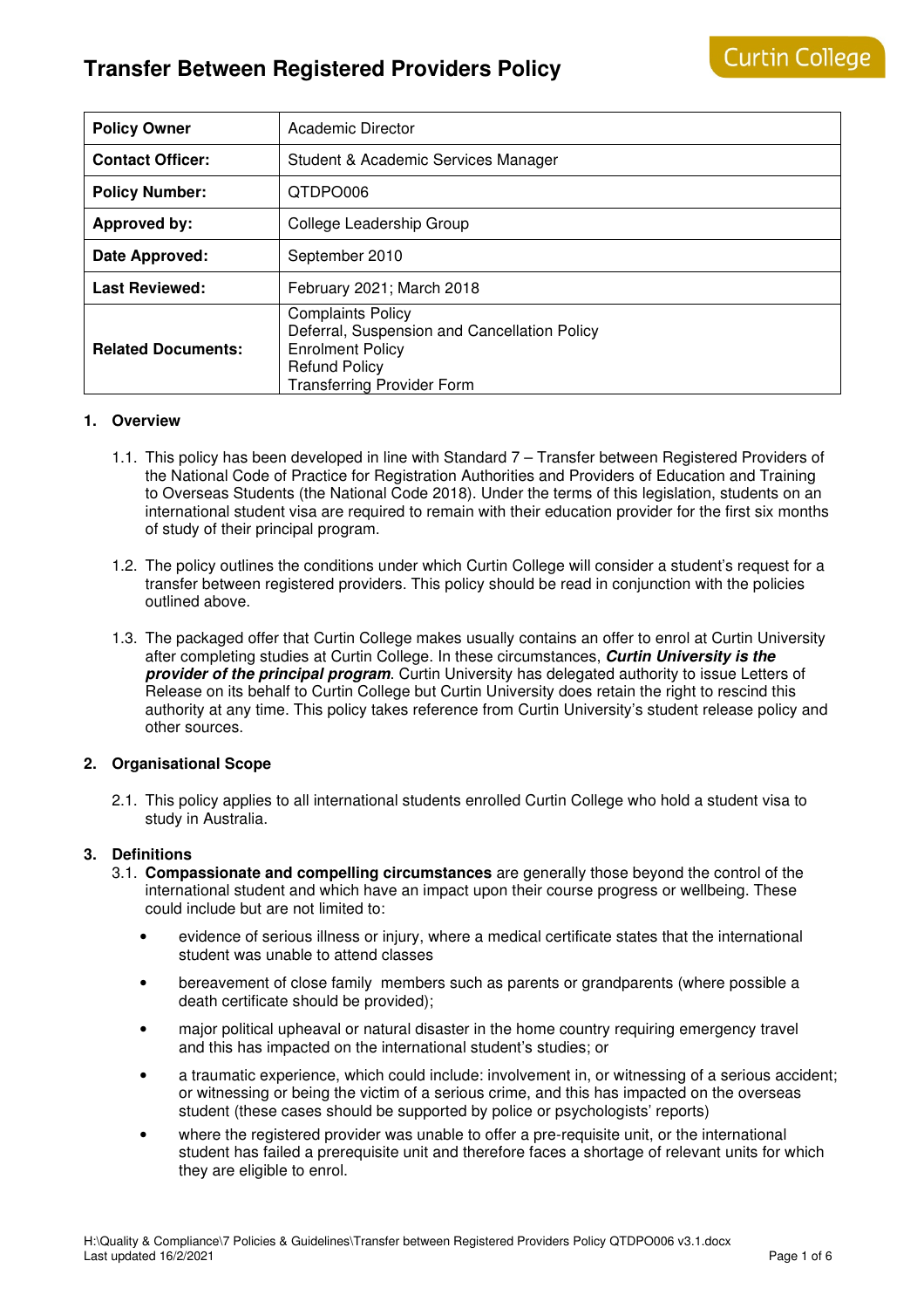# Transfer Between Registered Providers Policy

| | |
|---|---|
| **Policy Owner** | Academic Director |
| **Contact Officer:** | Student & Academic Services Manager |
| **Policy Number:** | QTDPO006 |
| **Approved by:** | College Leadership Group |
| **Date Approved:** | September 2010 |
| **Last Reviewed:** | February 2021; March 2018 |
| **Related Documents:** | Complaints Policy<br>Deferral, Suspension and Cancellation Policy<br>Enrolment Policy<br>Refund Policy<br>Transferring Provider Form |

## 1. Overview

1.1. This policy has been developed in line with Standard 7 – Transfer between Registered Providers of the National Code of Practice for Registration Authorities and Providers of Education and Training to Overseas Students (the National Code 2018). Under the terms of this legislation, students on an international student visa are required to remain with their education provider for the first six months of study of their principal program.

1.2. The policy outlines the conditions under which Curtin College will consider a student's request for a transfer between registered providers. This policy should be read in conjunction with the policies outlined above.

1.3. The packaged offer that Curtin College makes usually contains an offer to enrol at Curtin University after completing studies at Curtin College. In these circumstances, ***Curtin University is the provider of the principal program***. Curtin University has delegated authority to issue Letters of Release on its behalf to Curtin College but Curtin University does retain the right to rescind this authority at any time. This policy takes reference from Curtin University's student release policy and other sources.

## 2. Organisational Scope

2.1. This policy applies to all international students enrolled Curtin College who hold a student visa to study in Australia.

## 3. Definitions

3.1. **Compassionate and compelling circumstances** are generally those beyond the control of the international student and which have an impact upon their course progress or wellbeing. These could include but are not limited to:

- evidence of serious illness or injury, where a medical certificate states that the international student was unable to attend classes
- bereavement of close family members such as parents or grandparents (where possible a death certificate should be provided);
- major political upheaval or natural disaster in the home country requiring emergency travel and this has impacted on the international student's studies; or
- a traumatic experience, which could include: involvement in, or witnessing of a serious accident; or witnessing or being the victim of a serious crime, and this has impacted on the overseas student (these cases should be supported by police or psychologists' reports)
- where the registered provider was unable to offer a pre-requisite unit, or the international student has failed a prerequisite unit and therefore faces a shortage of relevant units for which they are eligible to enrol.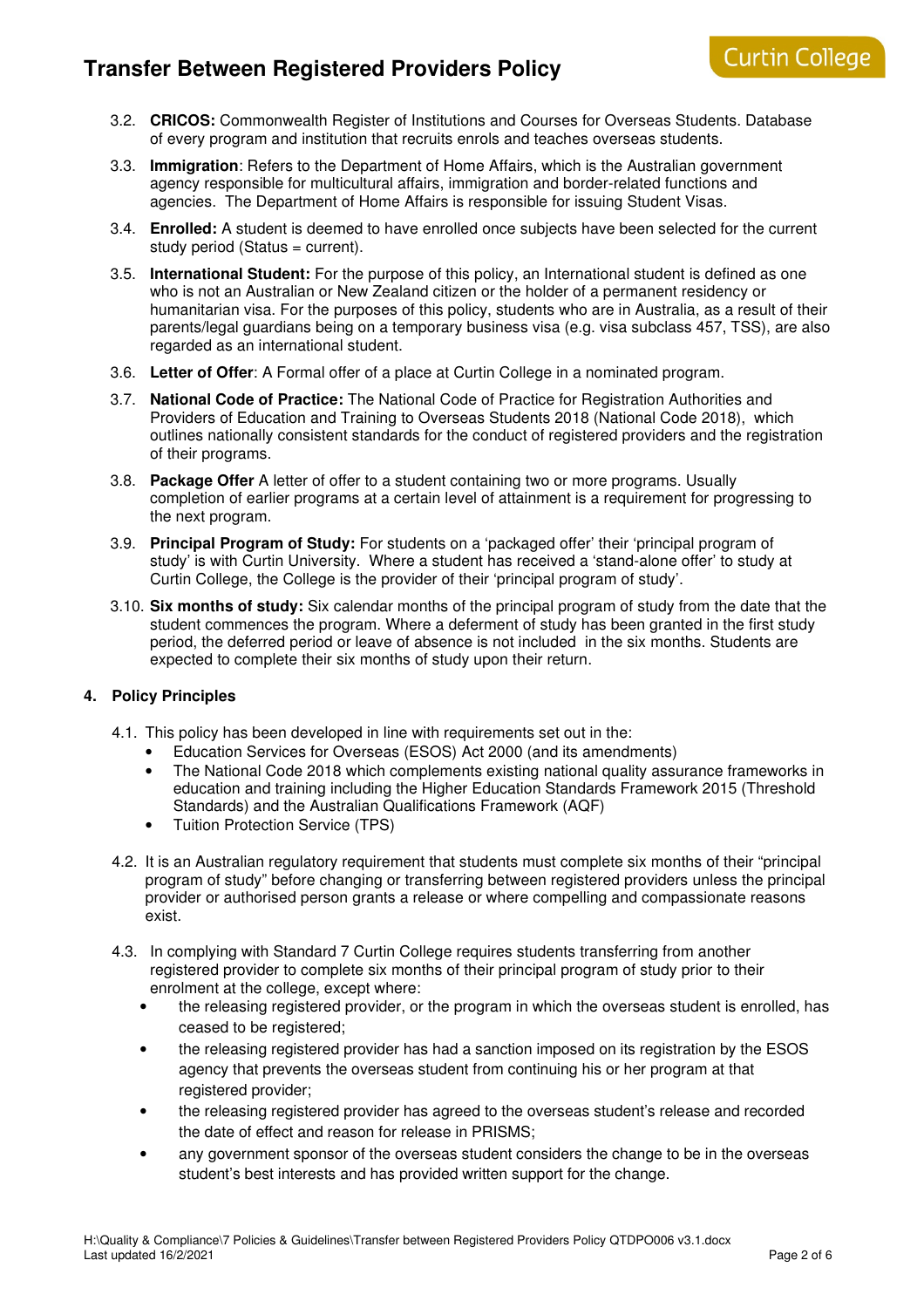3.2. **CRICOS:** Commonwealth Register of Institutions and Courses for Overseas Students. Database of every program and institution that recruits enrols and teaches overseas students.

3.3. **Immigration**: Refers to the Department of Home Affairs, which is the Australian government agency responsible for multicultural affairs, immigration and border-related functions and agencies. The Department of Home Affairs is responsible for issuing Student Visas.

3.4. **Enrolled:** A student is deemed to have enrolled once subjects have been selected for the current study period (Status = current).

3.5. **International Student:** For the purpose of this policy, an International student is defined as one who is not an Australian or New Zealand citizen or the holder of a permanent residency or humanitarian visa. For the purposes of this policy, students who are in Australia, as a result of their parents/legal guardians being on a temporary business visa (e.g. visa subclass 457, TSS), are also regarded as an international student.

3.6. **Letter of Offer**: A Formal offer of a place at Curtin College in a nominated program.

3.7. **National Code of Practice:** The National Code of Practice for Registration Authorities and Providers of Education and Training to Overseas Students 2018 (National Code 2018), which outlines nationally consistent standards for the conduct of registered providers and the registration of their programs.

3.8. **Package Offer** A letter of offer to a student containing two or more programs. Usually completion of earlier programs at a certain level of attainment is a requirement for progressing to the next program.

3.9. **Principal Program of Study:** For students on a 'packaged offer' their 'principal program of study' is with Curtin University. Where a student has received a 'stand-alone offer' to study at Curtin College, the College is the provider of their 'principal program of study'.

3.10. **Six months of study:** Six calendar months of the principal program of study from the date that the student commences the program. Where a deferment of study has been granted in the first study period, the deferred period or leave of absence is not included in the six months. Students are expected to complete their six months of study upon their return.

## 4. Policy Principles

4.1. This policy has been developed in line with requirements set out in the:

- Education Services for Overseas (ESOS) Act 2000 (and its amendments)
- The National Code 2018 which complements existing national quality assurance frameworks in education and training including the Higher Education Standards Framework 2015 (Threshold Standards) and the Australian Qualifications Framework (AQF)
- Tuition Protection Service (TPS)

4.2. It is an Australian regulatory requirement that students must complete six months of their "principal program of study" before changing or transferring between registered providers unless the principal provider or authorised person grants a release or where compelling and compassionate reasons exist.

4.3. In complying with Standard 7 Curtin College requires students transferring from another registered provider to complete six months of their principal program of study prior to their enrolment at the college, except where:

- the releasing registered provider, or the program in which the overseas student is enrolled, has ceased to be registered;
- the releasing registered provider has had a sanction imposed on its registration by the ESOS agency that prevents the overseas student from continuing his or her program at that registered provider;
- the releasing registered provider has agreed to the overseas student's release and recorded the date of effect and reason for release in PRISMS;
- any government sponsor of the overseas student considers the change to be in the overseas student's best interests and has provided written support for the change.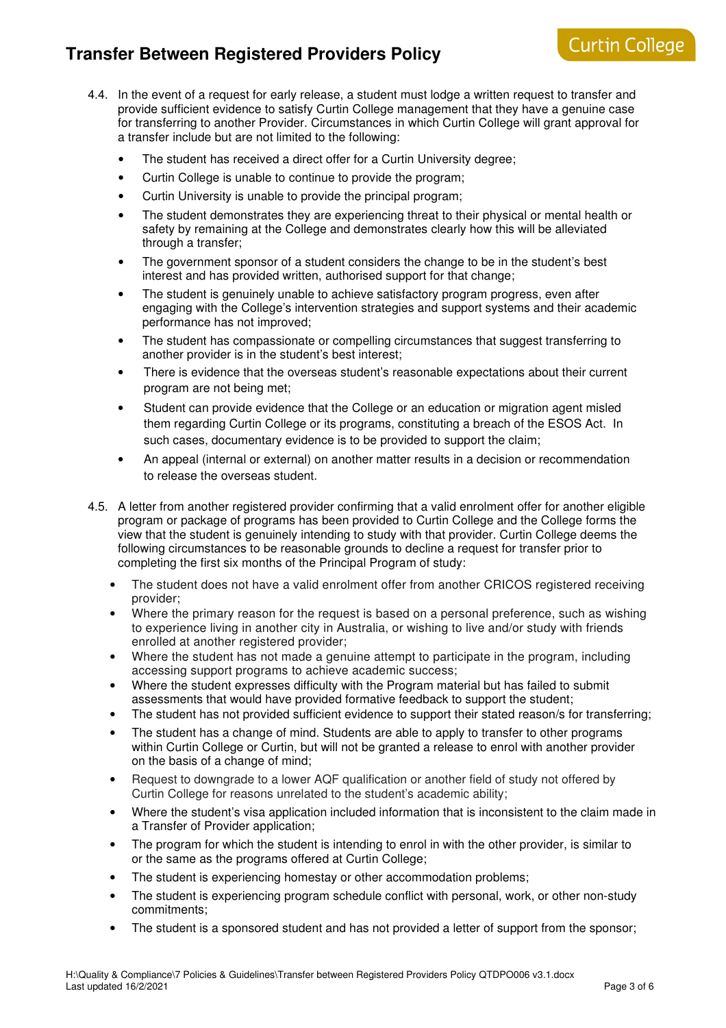4.4. In the event of a request for early release, a student must lodge a written request to transfer and provide sufficient evidence to satisfy Curtin College management that they have a genuine case for transferring to another Provider. Circumstances in which Curtin College will grant approval for a transfer include but are not limited to the following:

- The student has received a direct offer for a Curtin University degree;
- Curtin College is unable to continue to provide the program;
- Curtin University is unable to provide the principal program;
- The student demonstrates they are experiencing threat to their physical or mental health or safety by remaining at the College and demonstrates clearly how this will be alleviated through a transfer;
- The government sponsor of a student considers the change to be in the student's best interest and has provided written, authorised support for that change;
- The student is genuinely unable to achieve satisfactory program progress, even after engaging with the College's intervention strategies and support systems and their academic performance has not improved;
- The student has compassionate or compelling circumstances that suggest transferring to another provider is in the student's best interest;
- There is evidence that the overseas student's reasonable expectations about their current program are not being met;
- Student can provide evidence that the College or an education or migration agent misled them regarding Curtin College or its programs, constituting a breach of the ESOS Act. In such cases, documentary evidence is to be provided to support the claim;
- An appeal (internal or external) on another matter results in a decision or recommendation to release the overseas student.

4.5. A letter from another registered provider confirming that a valid enrolment offer for another eligible program or package of programs has been provided to Curtin College and the College forms the view that the student is genuinely intending to study with that provider. Curtin College deems the following circumstances to be reasonable grounds to decline a request for transfer prior to completing the first six months of the Principal Program of study:

- The student does not have a valid enrolment offer from another CRICOS registered receiving provider;
- Where the primary reason for the request is based on a personal preference, such as wishing to experience living in another city in Australia, or wishing to live and/or study with friends enrolled at another registered provider;
- Where the student has not made a genuine attempt to participate in the program, including accessing support programs to achieve academic success;
- Where the student expresses difficulty with the Program material but has failed to submit assessments that would have provided formative feedback to support the student;
- The student has not provided sufficient evidence to support their stated reason/s for transferring;
- The student has a change of mind. Students are able to apply to transfer to other programs within Curtin College or Curtin, but will not be granted a release to enrol with another provider on the basis of a change of mind;
- Request to downgrade to a lower AQF qualification or another field of study not offered by Curtin College for reasons unrelated to the student's academic ability;
- Where the student's visa application included information that is inconsistent to the claim made in a Transfer of Provider application;
- The program for which the student is intending to enrol in with the other provider, is similar to or the same as the programs offered at Curtin College;
- The student is experiencing homestay or other accommodation problems;
- The student is experiencing program schedule conflict with personal, work, or other non-study commitments;
- The student is a sponsored student and has not provided a letter of support from the sponsor;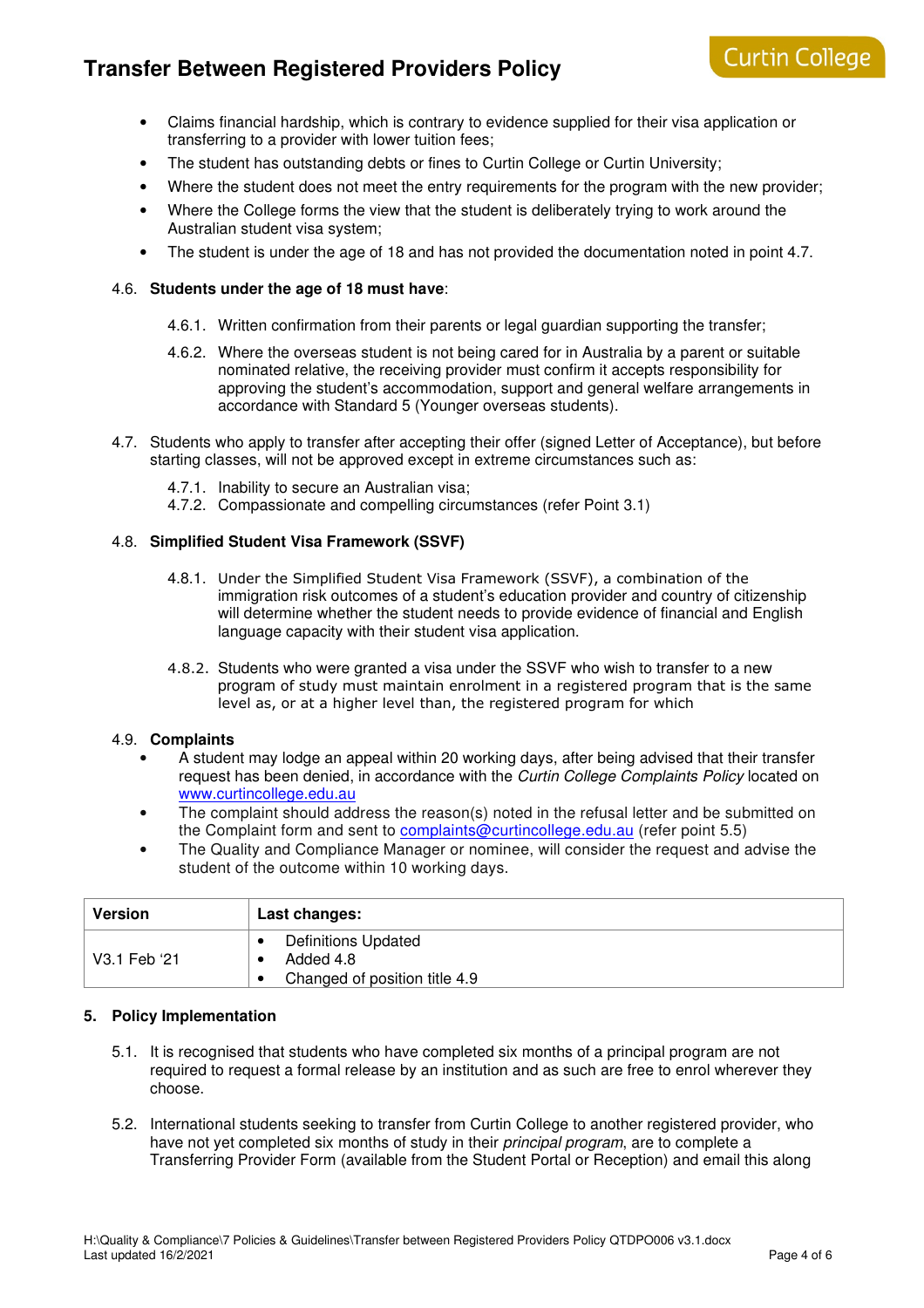- Claims financial hardship, which is contrary to evidence supplied for their visa application or transferring to a provider with lower tuition fees;
- The student has outstanding debts or fines to Curtin College or Curtin University;
- Where the student does not meet the entry requirements for the program with the new provider;
- Where the College forms the view that the student is deliberately trying to work around the Australian student visa system;
- The student is under the age of 18 and has not provided the documentation noted in point 4.7.

4.6. **Students under the age of 18 must have**:

4.6.1. Written confirmation from their parents or legal guardian supporting the transfer;

4.6.2. Where the overseas student is not being cared for in Australia by a parent or suitable nominated relative, the receiving provider must confirm it accepts responsibility for approving the student's accommodation, support and general welfare arrangements in accordance with Standard 5 (Younger overseas students).

4.7. Students who apply to transfer after accepting their offer (signed Letter of Acceptance), but before starting classes, will not be approved except in extreme circumstances such as:

4.7.1. Inability to secure an Australian visa;
4.7.2. Compassionate and compelling circumstances (refer Point 3.1)

4.8. **Simplified Student Visa Framework (SSVF)**

4.8.1. Under the Simplified Student Visa Framework (SSVF), a combination of the immigration risk outcomes of a student's education provider and country of citizenship will determine whether the student needs to provide evidence of financial and English language capacity with their student visa application.

4.8.2. Students who were granted a visa under the SSVF who wish to transfer to a new program of study must maintain enrolment in a registered program that is the same level as, or at a higher level than, the registered program for which

4.9. **Complaints**

- A student may lodge an appeal within 20 working days, after being advised that their transfer request has been denied, in accordance with the *Curtin College Complaints Policy* located on www.curtincollege.edu.au
- The complaint should address the reason(s) noted in the refusal letter and be submitted on the Complaint form and sent to complaints@curtincollege.edu.au (refer point 5.5)
- The Quality and Compliance Manager or nominee, will consider the request and advise the student of the outcome within 10 working days.

| Version | Last changes: |
|---|---|
| V3.1 Feb '21 | • Definitions Updated<br>• Added 4.8<br>• Changed of position title 4.9 |

**5. Policy Implementation**

5.1. It is recognised that students who have completed six months of a principal program are not required to request a formal release by an institution and as such are free to enrol wherever they choose.

5.2. International students seeking to transfer from Curtin College to another registered provider, who have not yet completed six months of study in their *principal program*, are to complete a Transferring Provider Form (available from the Student Portal or Reception) and email this along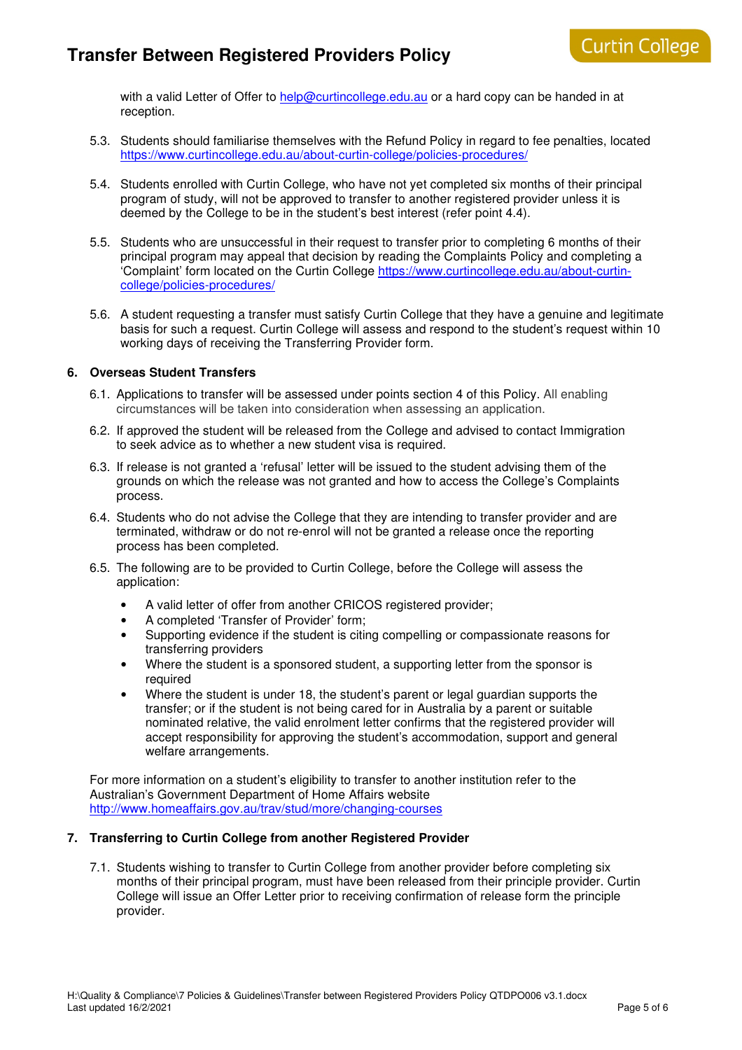with a valid Letter of Offer to help@curtincollege.edu.au or a hard copy can be handed in at reception.

5.3. Students should familiarise themselves with the Refund Policy in regard to fee penalties, located https://www.curtincollege.edu.au/about-curtin-college/policies-procedures/

5.4. Students enrolled with Curtin College, who have not yet completed six months of their principal program of study, will not be approved to transfer to another registered provider unless it is deemed by the College to be in the student's best interest (refer point 4.4).

5.5. Students who are unsuccessful in their request to transfer prior to completing 6 months of their principal program may appeal that decision by reading the Complaints Policy and completing a 'Complaint' form located on the Curtin College https://www.curtincollege.edu.au/about-curtin-college/policies-procedures/

5.6. A student requesting a transfer must satisfy Curtin College that they have a genuine and legitimate basis for such a request. Curtin College will assess and respond to the student's request within 10 working days of receiving the Transferring Provider form.

## 6. Overseas Student Transfers

6.1. Applications to transfer will be assessed under points section 4 of this Policy. All enabling circumstances will be taken into consideration when assessing an application.

6.2. If approved the student will be released from the College and advised to contact Immigration to seek advice as to whether a new student visa is required.

6.3. If release is not granted a 'refusal' letter will be issued to the student advising them of the grounds on which the release was not granted and how to access the College's Complaints process.

6.4. Students who do not advise the College that they are intending to transfer provider and are terminated, withdraw or do not re-enrol will not be granted a release once the reporting process has been completed.

6.5. The following are to be provided to Curtin College, before the College will assess the application:

- A valid letter of offer from another CRICOS registered provider;
- A completed 'Transfer of Provider' form;
- Supporting evidence if the student is citing compelling or compassionate reasons for transferring providers
- Where the student is a sponsored student, a supporting letter from the sponsor is required
- Where the student is under 18, the student's parent or legal guardian supports the transfer; or if the student is not being cared for in Australia by a parent or suitable nominated relative, the valid enrolment letter confirms that the registered provider will accept responsibility for approving the student's accommodation, support and general welfare arrangements.

For more information on a student's eligibility to transfer to another institution refer to the Australian's Government Department of Home Affairs website http://www.homeaffairs.gov.au/trav/stud/more/changing-courses

## 7. Transferring to Curtin College from another Registered Provider

7.1. Students wishing to transfer to Curtin College from another provider before completing six months of their principal program, must have been released from their principle provider. Curtin College will issue an Offer Letter prior to receiving confirmation of release form the principle provider.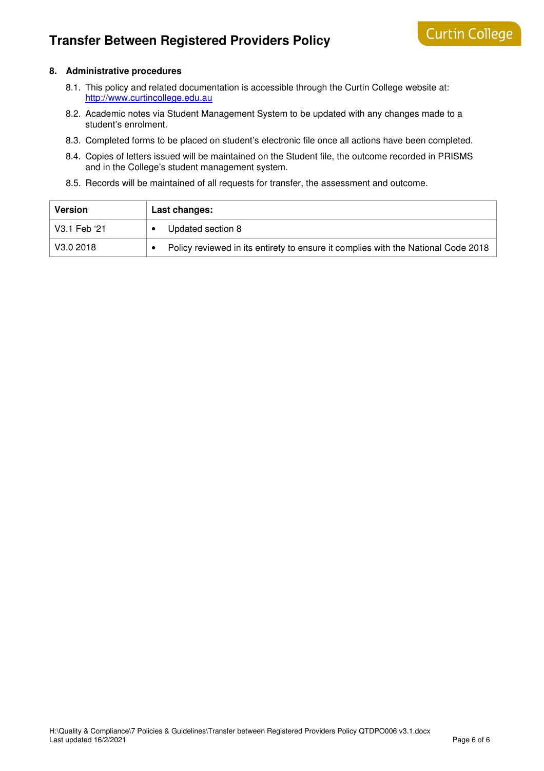## 8. Administrative procedures

8.1. This policy and related documentation is accessible through the Curtin College website at: http://www.curtincollege.edu.au

8.2. Academic notes via Student Management System to be updated with any changes made to a student's enrolment.

8.3. Completed forms to be placed on student's electronic file once all actions have been completed.

8.4. Copies of letters issued will be maintained on the Student file, the outcome recorded in PRISMS and in the College's student management system.

8.5. Records will be maintained of all requests for transfer, the assessment and outcome.

| Version | Last changes: |
|---|---|
| V3.1 Feb '21 | • Updated section 8 |
| V3.0 2018 | • Policy reviewed in its entirety to ensure it complies with the National Code 2018 |